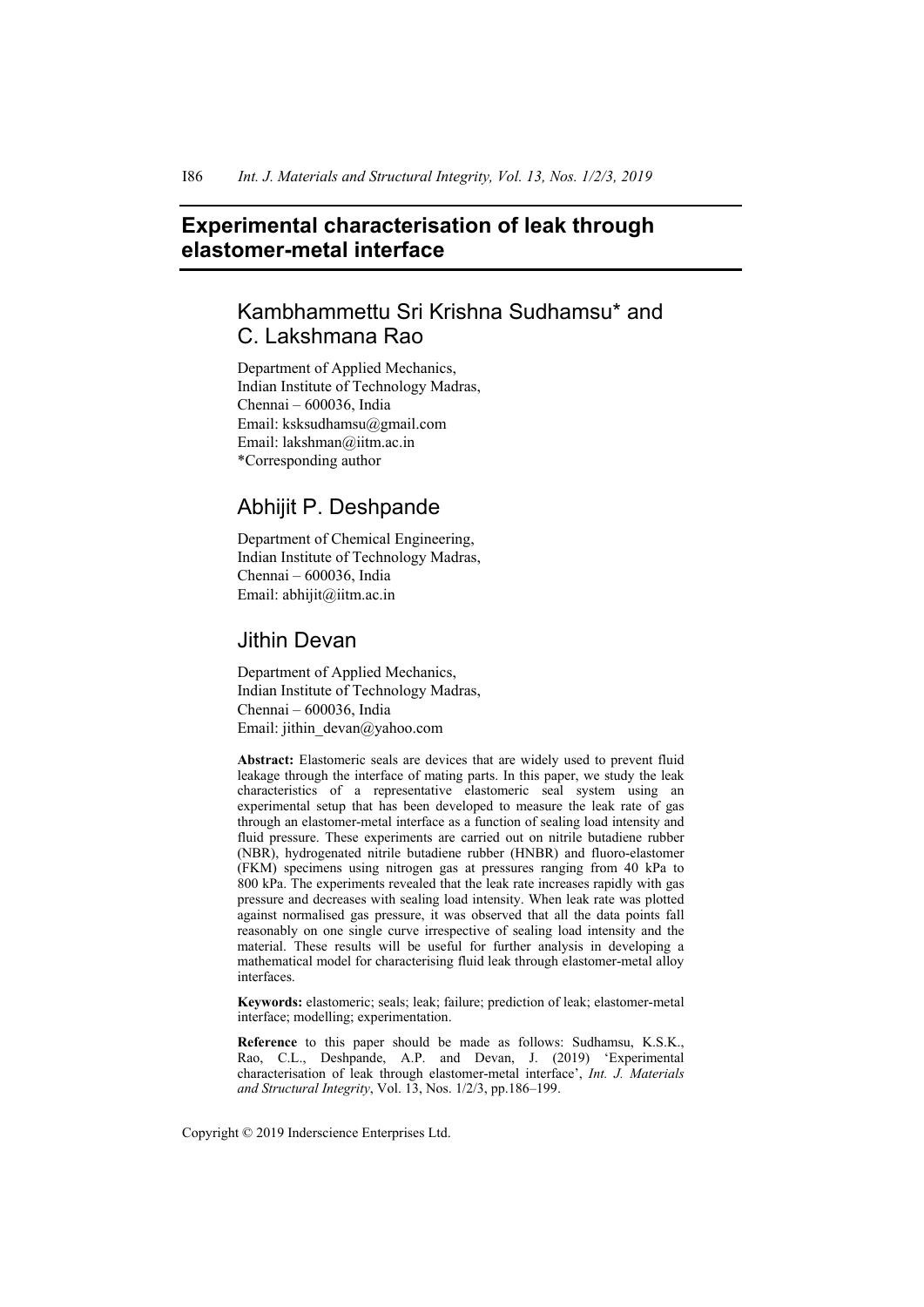# Experimental characterisation of leak through elastomer-metal interface

## Kambhammettu Sri Krishna Sudhamsu* and C. Lakshmana Rao

Department of Applied Mechanics,
Indian Institute of Technology Madras,
Chennai – 600036, India
Email: ksksudhamsu@gmail.com
Email: lakshman@iitm.ac.in
*Corresponding author

## Abhijit P. Deshpande

Department of Chemical Engineering,
Indian Institute of Technology Madras,
Chennai – 600036, India
Email: abhijit@iitm.ac.in

## Jithin Devan

Department of Applied Mechanics,
Indian Institute of Technology Madras,
Chennai – 600036, India
Email: jithin_devan@yahoo.com

**Abstract:** Elastomeric seals are devices that are widely used to prevent fluid leakage through the interface of mating parts. In this paper, we study the leak characteristics of a representative elastomeric seal system using an experimental setup that has been developed to measure the leak rate of gas through an elastomer-metal interface as a function of sealing load intensity and fluid pressure. These experiments are carried out on nitrile butadiene rubber (NBR), hydrogenated nitrile butadiene rubber (HNBR) and fluoro-elastomer (FKM) specimens using nitrogen gas at pressures ranging from 40 kPa to 800 kPa. The experiments revealed that the leak rate increases rapidly with gas pressure and decreases with sealing load intensity. When leak rate was plotted against normalised gas pressure, it was observed that all the data points fall reasonably on one single curve irrespective of sealing load intensity and the material. These results will be useful for further analysis in developing a mathematical model for characterising fluid leak through elastomer-metal alloy interfaces.

**Keywords:** elastomeric; seals; leak; failure; prediction of leak; elastomer-metal interface; modelling; experimentation.

**Reference** to this paper should be made as follows: Sudhamsu, K.S.K., Rao, C.L., Deshpande, A.P. and Devan, J. (2019) 'Experimental characterisation of leak through elastomer-metal interface', *Int. J. Materials and Structural Integrity*, Vol. 13, Nos. 1/2/3, pp.186–199.

Copyright © 2019 Inderscience Enterprises Ltd.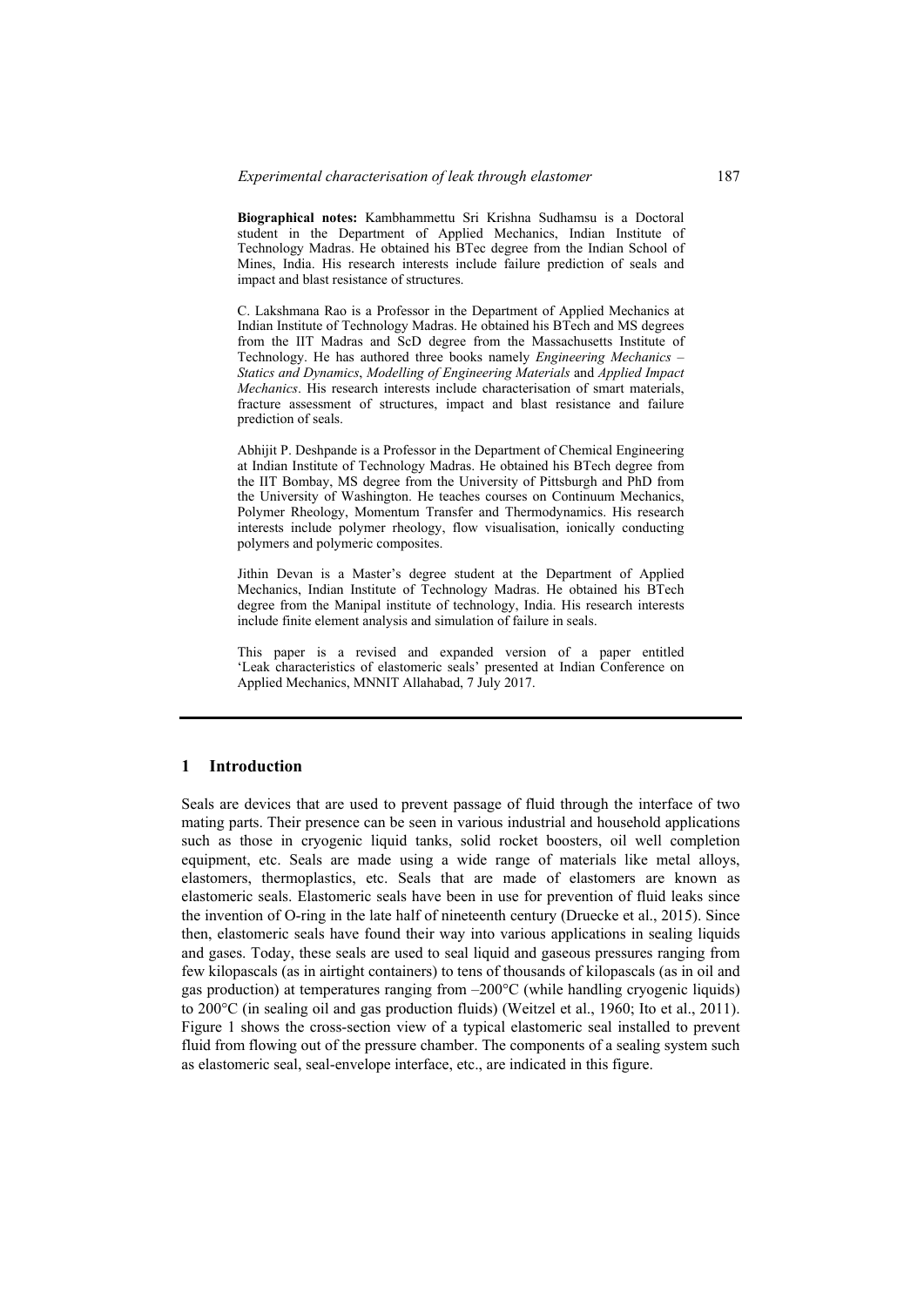**Biographical notes:** Kambhammettu Sri Krishna Sudhamsu is a Doctoral student in the Department of Applied Mechanics, Indian Institute of Technology Madras. He obtained his BTec degree from the Indian School of Mines, India. His research interests include failure prediction of seals and impact and blast resistance of structures.

C. Lakshmana Rao is a Professor in the Department of Applied Mechanics at Indian Institute of Technology Madras. He obtained his BTech and MS degrees from the IIT Madras and ScD degree from the Massachusetts Institute of Technology. He has authored three books namely *Engineering Mechanics – Statics and Dynamics*, *Modelling of Engineering Materials* and *Applied Impact Mechanics*. His research interests include characterisation of smart materials, fracture assessment of structures, impact and blast resistance and failure prediction of seals.

Abhijit P. Deshpande is a Professor in the Department of Chemical Engineering at Indian Institute of Technology Madras. He obtained his BTech degree from the IIT Bombay, MS degree from the University of Pittsburgh and PhD from the University of Washington. He teaches courses on Continuum Mechanics, Polymer Rheology, Momentum Transfer and Thermodynamics. His research interests include polymer rheology, flow visualisation, ionically conducting polymers and polymeric composites.

Jithin Devan is a Master's degree student at the Department of Applied Mechanics, Indian Institute of Technology Madras. He obtained his BTech degree from the Manipal institute of technology, India. His research interests include finite element analysis and simulation of failure in seals.

This paper is a revised and expanded version of a paper entitled 'Leak characteristics of elastomeric seals' presented at Indian Conference on Applied Mechanics, MNNIT Allahabad, 7 July 2017.

## 1 Introduction

Seals are devices that are used to prevent passage of fluid through the interface of two mating parts. Their presence can be seen in various industrial and household applications such as those in cryogenic liquid tanks, solid rocket boosters, oil well completion equipment, etc. Seals are made using a wide range of materials like metal alloys, elastomers, thermoplastics, etc. Seals that are made of elastomers are known as elastomeric seals. Elastomeric seals have been in use for prevention of fluid leaks since the invention of O-ring in the late half of nineteenth century (Druecke et al., 2015). Since then, elastomeric seals have found their way into various applications in sealing liquids and gases. Today, these seals are used to seal liquid and gaseous pressures ranging from few kilopascals (as in airtight containers) to tens of thousands of kilopascals (as in oil and gas production) at temperatures ranging from –200°C (while handling cryogenic liquids) to 200°C (in sealing oil and gas production fluids) (Weitzel et al., 1960; Ito et al., 2011). Figure 1 shows the cross-section view of a typical elastomeric seal installed to prevent fluid from flowing out of the pressure chamber. The components of a sealing system such as elastomeric seal, seal-envelope interface, etc., are indicated in this figure.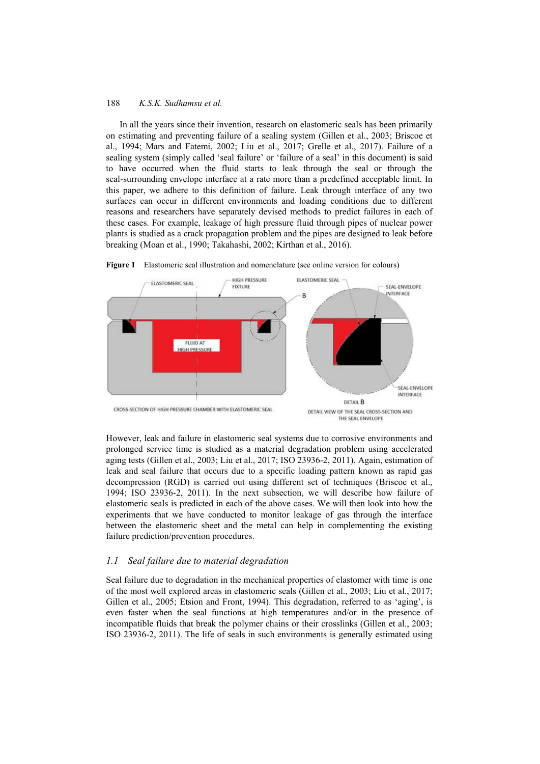In all the years since their invention, research on elastomeric seals has been primarily on estimating and preventing failure of a sealing system (Gillen et al., 2003; Briscoe et al., 1994; Mars and Fatemi, 2002; Liu et al., 2017; Grelle et al., 2017). Failure of a sealing system (simply called 'seal failure' or 'failure of a seal' in this document) is said to have occurred when the fluid starts to leak through the seal or through the seal-surrounding envelope interface at a rate more than a predefined acceptable limit. In this paper, we adhere to this definition of failure. Leak through interface of any two surfaces can occur in different environments and loading conditions due to different reasons and researchers have separately devised methods to predict failures in each of these cases. For example, leakage of high pressure fluid through pipes of nuclear power plants is studied as a crack propagation problem and the pipes are designed to leak before breaking (Moan et al., 1990; Takahashi, 2002; Kirthan et al., 2016).

**Figure 1** Elastomeric seal illustration and nomenclature (see online version for colours)

However, leak and failure in elastomeric seal systems due to corrosive environments and prolonged service time is studied as a material degradation problem using accelerated aging tests (Gillen et al., 2003; Liu et al., 2017; ISO 23936-2, 2011). Again, estimation of leak and seal failure that occurs due to a specific loading pattern known as rapid gas decompression (RGD) is carried out using different set of techniques (Briscoe et al., 1994; ISO 23936-2, 2011). In the next subsection, we will describe how failure of elastomeric seals is predicted in each of the above cases. We will then look into how the experiments that we have conducted to monitor leakage of gas through the interface between the elastomeric sheet and the metal can help in complementing the existing failure prediction/prevention procedures.

### *1.1 Seal failure due to material degradation*

Seal failure due to degradation in the mechanical properties of elastomer with time is one of the most well explored areas in elastomeric seals (Gillen et al., 2003; Liu et al., 2017; Gillen et al., 2005; Etsion and Front, 1994). This degradation, referred to as 'aging', is even faster when the seal functions at high temperatures and/or in the presence of incompatible fluids that break the polymer chains or their crosslinks (Gillen et al., 2003; ISO 23936-2, 2011). The life of seals in such environments is generally estimated using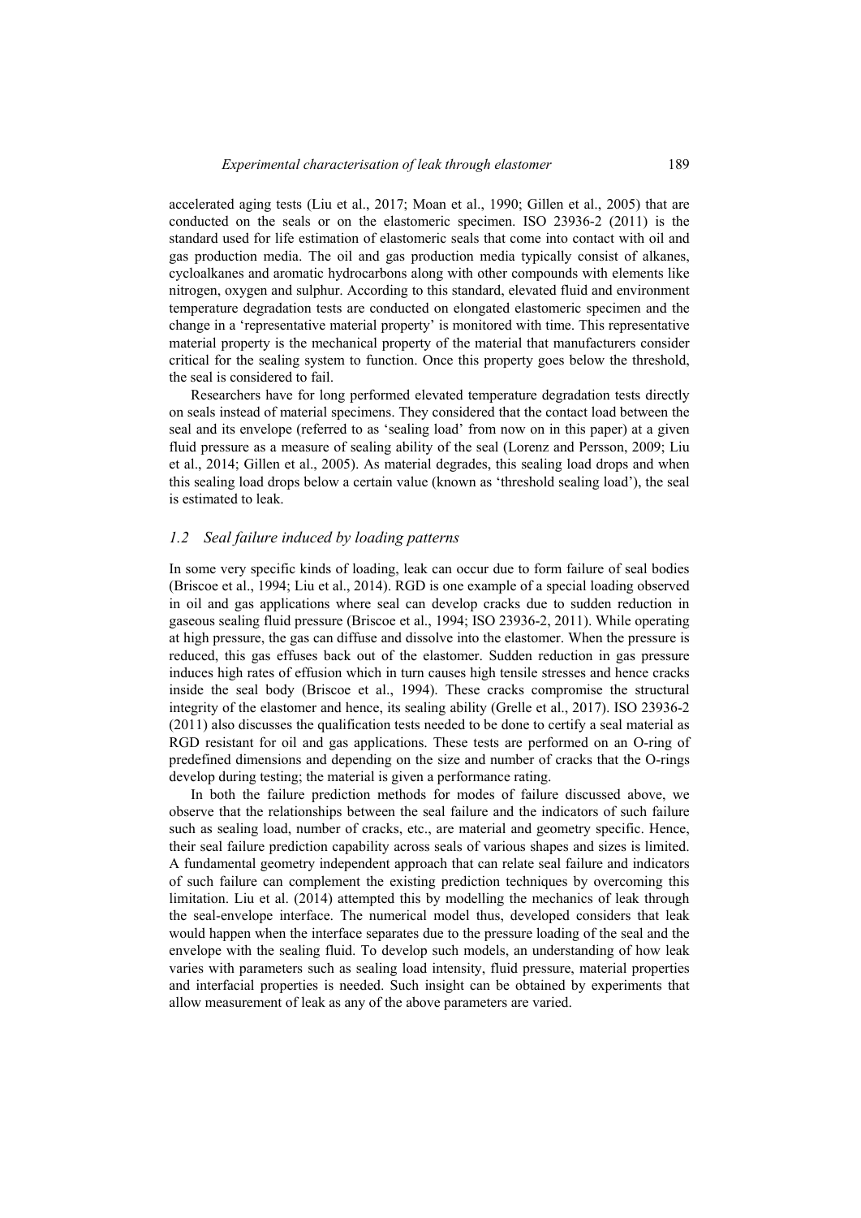accelerated aging tests (Liu et al., 2017; Moan et al., 1990; Gillen et al., 2005) that are conducted on the seals or on the elastomeric specimen. ISO 23936-2 (2011) is the standard used for life estimation of elastomeric seals that come into contact with oil and gas production media. The oil and gas production media typically consist of alkanes, cycloalkanes and aromatic hydrocarbons along with other compounds with elements like nitrogen, oxygen and sulphur. According to this standard, elevated fluid and environment temperature degradation tests are conducted on elongated elastomeric specimen and the change in a 'representative material property' is monitored with time. This representative material property is the mechanical property of the material that manufacturers consider critical for the sealing system to function. Once this property goes below the threshold, the seal is considered to fail.

Researchers have for long performed elevated temperature degradation tests directly on seals instead of material specimens. They considered that the contact load between the seal and its envelope (referred to as 'sealing load' from now on in this paper) at a given fluid pressure as a measure of sealing ability of the seal (Lorenz and Persson, 2009; Liu et al., 2014; Gillen et al., 2005). As material degrades, this sealing load drops and when this sealing load drops below a certain value (known as 'threshold sealing load'), the seal is estimated to leak.

### *1.2 Seal failure induced by loading patterns*

In some very specific kinds of loading, leak can occur due to form failure of seal bodies (Briscoe et al., 1994; Liu et al., 2014). RGD is one example of a special loading observed in oil and gas applications where seal can develop cracks due to sudden reduction in gaseous sealing fluid pressure (Briscoe et al., 1994; ISO 23936-2, 2011). While operating at high pressure, the gas can diffuse and dissolve into the elastomer. When the pressure is reduced, this gas effuses back out of the elastomer. Sudden reduction in gas pressure induces high rates of effusion which in turn causes high tensile stresses and hence cracks inside the seal body (Briscoe et al., 1994). These cracks compromise the structural integrity of the elastomer and hence, its sealing ability (Grelle et al., 2017). ISO 23936-2 (2011) also discusses the qualification tests needed to be done to certify a seal material as RGD resistant for oil and gas applications. These tests are performed on an O-ring of predefined dimensions and depending on the size and number of cracks that the O-rings develop during testing; the material is given a performance rating.

In both the failure prediction methods for modes of failure discussed above, we observe that the relationships between the seal failure and the indicators of such failure such as sealing load, number of cracks, etc., are material and geometry specific. Hence, their seal failure prediction capability across seals of various shapes and sizes is limited. A fundamental geometry independent approach that can relate seal failure and indicators of such failure can complement the existing prediction techniques by overcoming this limitation. Liu et al. (2014) attempted this by modelling the mechanics of leak through the seal-envelope interface. The numerical model thus, developed considers that leak would happen when the interface separates due to the pressure loading of the seal and the envelope with the sealing fluid. To develop such models, an understanding of how leak varies with parameters such as sealing load intensity, fluid pressure, material properties and interfacial properties is needed. Such insight can be obtained by experiments that allow measurement of leak as any of the above parameters are varied.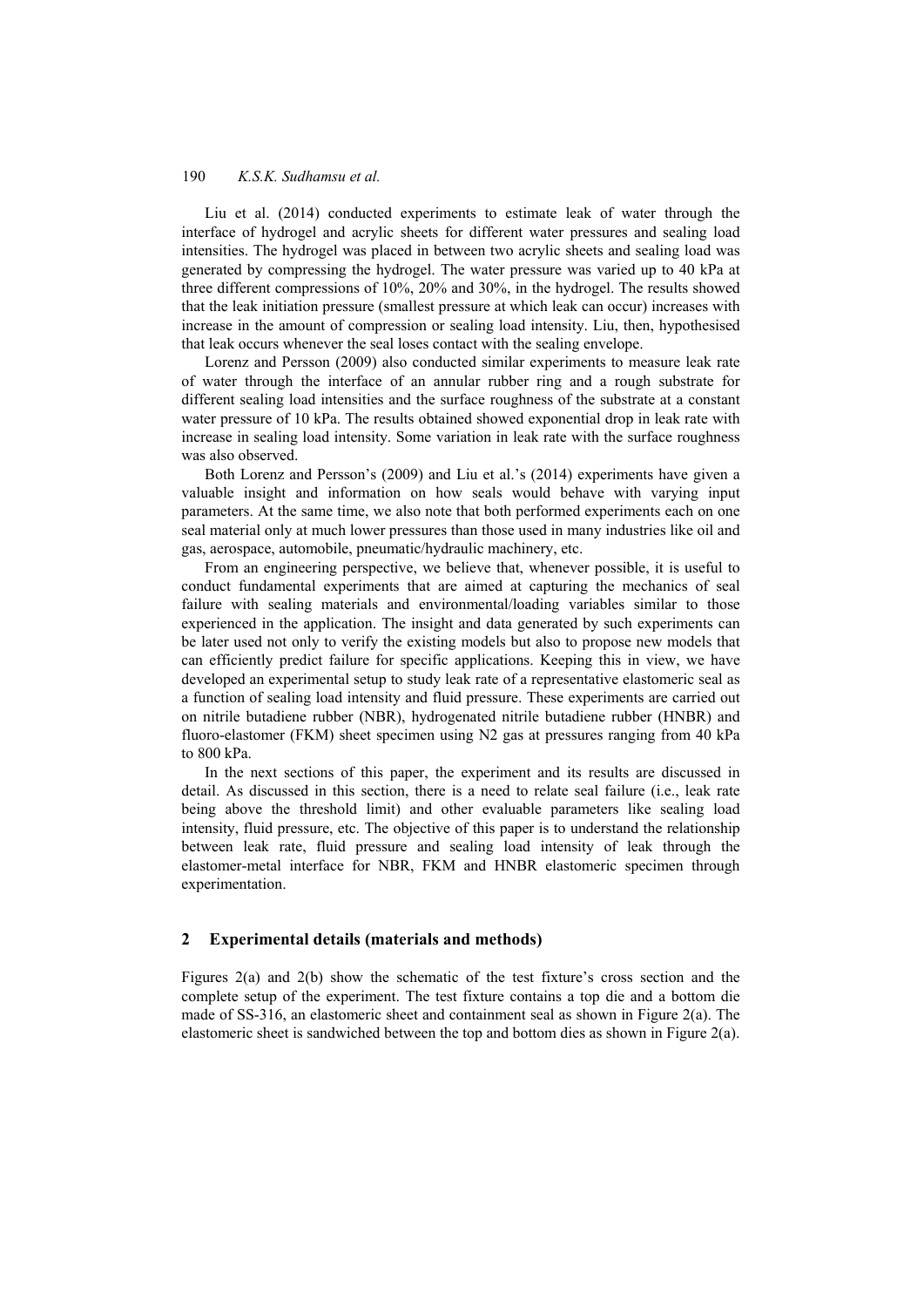Liu et al. (2014) conducted experiments to estimate leak of water through the interface of hydrogel and acrylic sheets for different water pressures and sealing load intensities. The hydrogel was placed in between two acrylic sheets and sealing load was generated by compressing the hydrogel. The water pressure was varied up to 40 kPa at three different compressions of 10%, 20% and 30%, in the hydrogel. The results showed that the leak initiation pressure (smallest pressure at which leak can occur) increases with increase in the amount of compression or sealing load intensity. Liu, then, hypothesised that leak occurs whenever the seal loses contact with the sealing envelope.

Lorenz and Persson (2009) also conducted similar experiments to measure leak rate of water through the interface of an annular rubber ring and a rough substrate for different sealing load intensities and the surface roughness of the substrate at a constant water pressure of 10 kPa. The results obtained showed exponential drop in leak rate with increase in sealing load intensity. Some variation in leak rate with the surface roughness was also observed.

Both Lorenz and Persson's (2009) and Liu et al.'s (2014) experiments have given a valuable insight and information on how seals would behave with varying input parameters. At the same time, we also note that both performed experiments each on one seal material only at much lower pressures than those used in many industries like oil and gas, aerospace, automobile, pneumatic/hydraulic machinery, etc.

From an engineering perspective, we believe that, whenever possible, it is useful to conduct fundamental experiments that are aimed at capturing the mechanics of seal failure with sealing materials and environmental/loading variables similar to those experienced in the application. The insight and data generated by such experiments can be later used not only to verify the existing models but also to propose new models that can efficiently predict failure for specific applications. Keeping this in view, we have developed an experimental setup to study leak rate of a representative elastomeric seal as a function of sealing load intensity and fluid pressure. These experiments are carried out on nitrile butadiene rubber (NBR), hydrogenated nitrile butadiene rubber (HNBR) and fluoro-elastomer (FKM) sheet specimen using $N_2$ gas at pressures ranging from 40 kPa to 800 kPa.

In the next sections of this paper, the experiment and its results are discussed in detail. As discussed in this section, there is a need to relate seal failure (i.e., leak rate being above the threshold limit) and other evaluable parameters like sealing load intensity, fluid pressure, etc. The objective of this paper is to understand the relationship between leak rate, fluid pressure and sealing load intensity of leak through the elastomer-metal interface for NBR, FKM and HNBR elastomeric specimen through experimentation.

## 2 Experimental details (materials and methods)

Figures 2(a) and 2(b) show the schematic of the test fixture's cross section and the complete setup of the experiment. The test fixture contains a top die and a bottom die made of SS-316, an elastomeric sheet and containment seal as shown in Figure 2(a). The elastomeric sheet is sandwiched between the top and bottom dies as shown in Figure 2(a).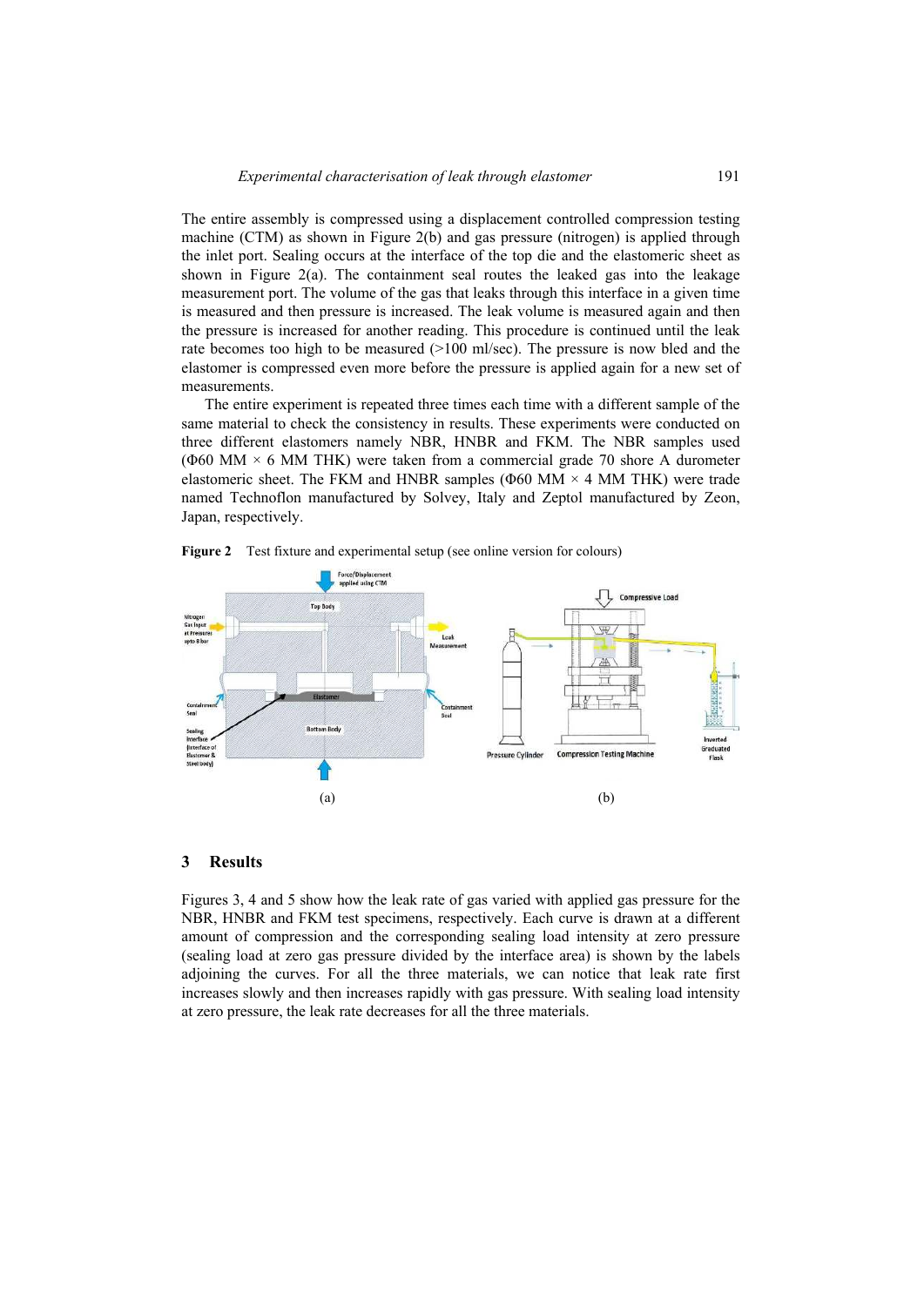The entire assembly is compressed using a displacement controlled compression testing machine (CTM) as shown in Figure 2(b) and gas pressure (nitrogen) is applied through the inlet port. Sealing occurs at the interface of the top die and the elastomeric sheet as shown in Figure 2(a). The containment seal routes the leaked gas into the leakage measurement port. The volume of the gas that leaks through this interface in a given time is measured and then pressure is increased. The leak volume is measured again and then the pressure is increased for another reading. This procedure is continued until the leak rate becomes too high to be measured (>100 ml/sec). The pressure is now bled and the elastomer is compressed even more before the pressure is applied again for a new set of measurements.

The entire experiment is repeated three times each time with a different sample of the same material to check the consistency in results. These experiments were conducted on three different elastomers namely NBR, HNBR and FKM. The NBR samples used (Φ60 MM × 6 MM THK) were taken from a commercial grade 70 shore A durometer elastomeric sheet. The FKM and HNBR samples (Φ60 MM × 4 MM THK) were trade named Technoflon manufactured by Solvey, Italy and Zeptol manufactured by Zeon, Japan, respectively.

**Figure 2** Test fixture and experimental setup (see online version for colours)

(a) (b)

## 3 Results

Figures 3, 4 and 5 show how the leak rate of gas varied with applied gas pressure for the NBR, HNBR and FKM test specimens, respectively. Each curve is drawn at a different amount of compression and the corresponding sealing load intensity at zero pressure (sealing load at zero gas pressure divided by the interface area) is shown by the labels adjoining the curves. For all the three materials, we can notice that leak rate first increases slowly and then increases rapidly with gas pressure. With sealing load intensity at zero pressure, the leak rate decreases for all the three materials.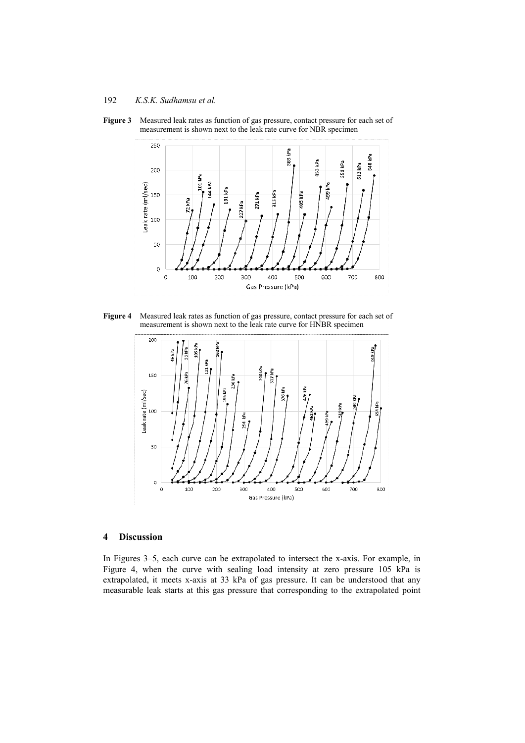**Figure 3** Measured leak rates as function of gas pressure, contact pressure for each set of measurement is shown next to the leak rate curve for NBR specimen

**Figure 4** Measured leak rates as function of gas pressure, contact pressure for each set of measurement is shown next to the leak rate curve for HNBR specimen

## 4 Discussion

In Figures 3–5, each curve can be extrapolated to intersect the x-axis. For example, in Figure 4, when the curve with sealing load intensity at zero pressure 105 kPa is extrapolated, it meets x-axis at 33 kPa of gas pressure. It can be understood that any measurable leak starts at this gas pressure that corresponding to the extrapolated point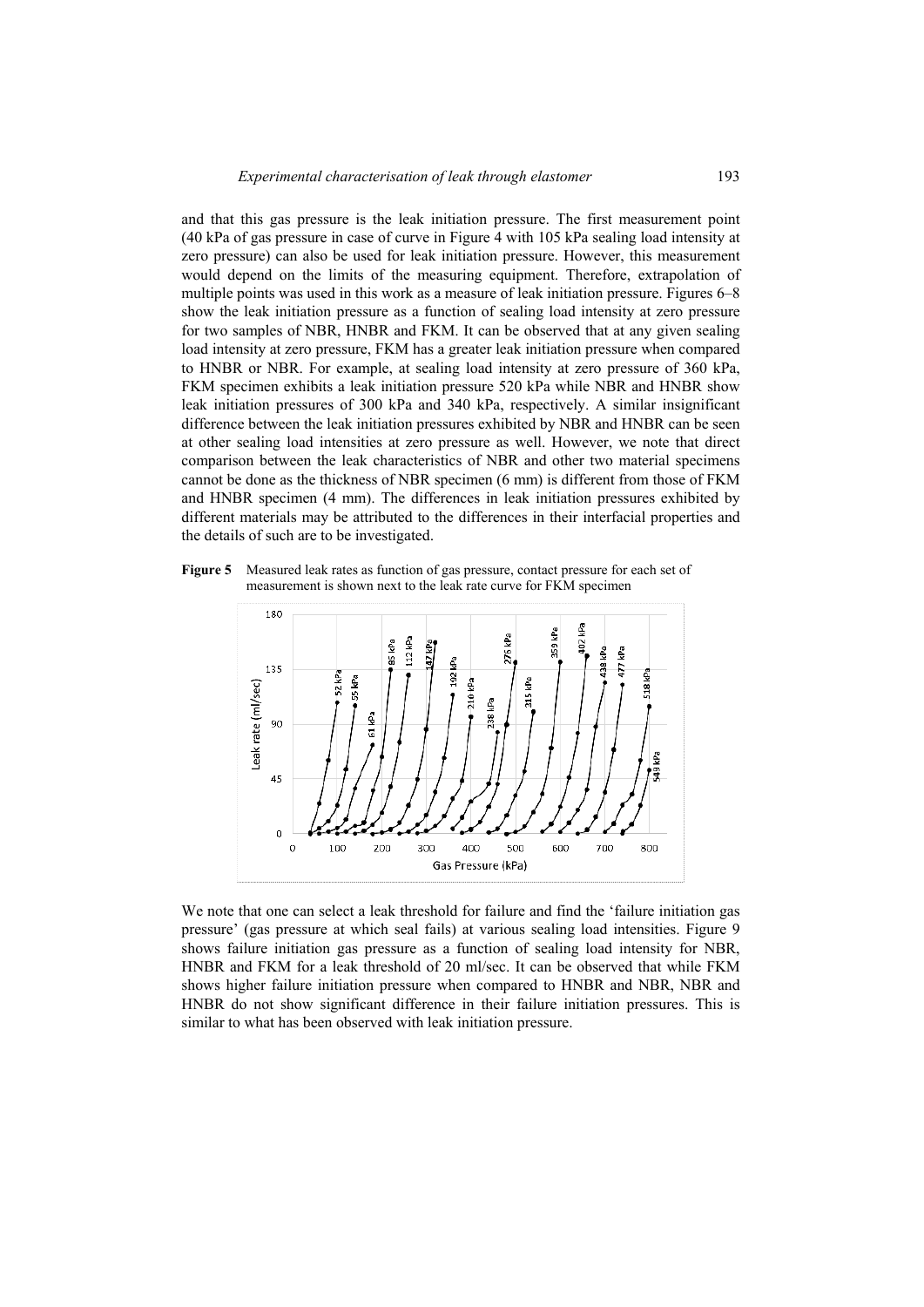and that this gas pressure is the leak initiation pressure. The first measurement point (40 kPa of gas pressure in case of curve in Figure 4 with 105 kPa sealing load intensity at zero pressure) can also be used for leak initiation pressure. However, this measurement would depend on the limits of the measuring equipment. Therefore, extrapolation of multiple points was used in this work as a measure of leak initiation pressure. Figures 6–8 show the leak initiation pressure as a function of sealing load intensity at zero pressure for two samples of NBR, HNBR and FKM. It can be observed that at any given sealing load intensity at zero pressure, FKM has a greater leak initiation pressure when compared to HNBR or NBR. For example, at sealing load intensity at zero pressure of 360 kPa, FKM specimen exhibits a leak initiation pressure 520 kPa while NBR and HNBR show leak initiation pressures of 300 kPa and 340 kPa, respectively. A similar insignificant difference between the leak initiation pressures exhibited by NBR and HNBR can be seen at other sealing load intensities at zero pressure as well. However, we note that direct comparison between the leak characteristics of NBR and other two material specimens cannot be done as the thickness of NBR specimen (6 mm) is different from those of FKM and HNBR specimen (4 mm). The differences in leak initiation pressures exhibited by different materials may be attributed to the differences in their interfacial properties and the details of such are to be investigated.

**Figure 5** Measured leak rates as function of gas pressure, contact pressure for each set of measurement is shown next to the leak rate curve for FKM specimen

We note that one can select a leak threshold for failure and find the 'failure initiation gas pressure' (gas pressure at which seal fails) at various sealing load intensities. Figure 9 shows failure initiation gas pressure as a function of sealing load intensity for NBR, HNBR and FKM for a leak threshold of 20 ml/sec. It can be observed that while FKM shows higher failure initiation pressure when compared to HNBR and NBR, NBR and HNBR do not show significant difference in their failure initiation pressures. This is similar to what has been observed with leak initiation pressure.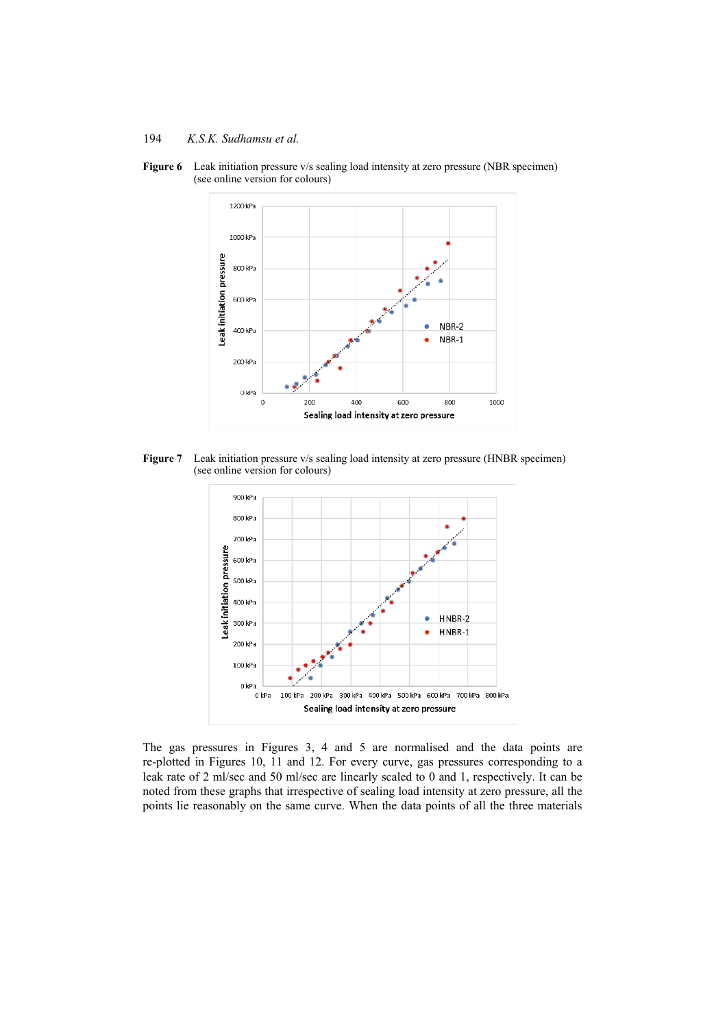**Figure 6** Leak initiation pressure v/s sealing load intensity at zero pressure (NBR specimen) (see online version for colours)

**Figure 7** Leak initiation pressure v/s sealing load intensity at zero pressure (HNBR specimen) (see online version for colours)

The gas pressures in Figures 3, 4 and 5 are normalised and the data points are re-plotted in Figures 10, 11 and 12. For every curve, gas pressures corresponding to a leak rate of 2 ml/sec and 50 ml/sec are linearly scaled to 0 and 1, respectively. It can be noted from these graphs that irrespective of sealing load intensity at zero pressure, all the points lie reasonably on the same curve. When the data points of all the three materials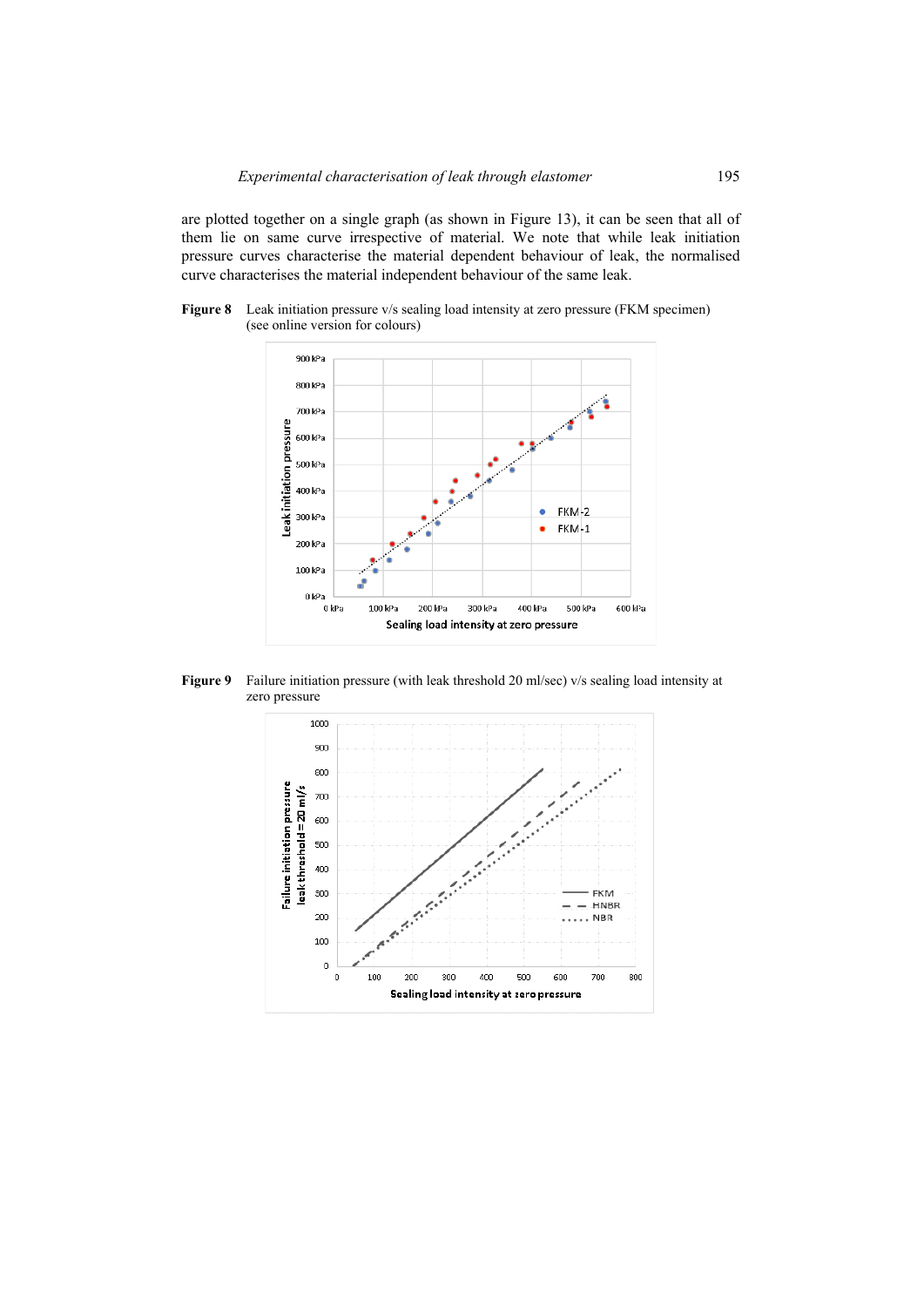are plotted together on a single graph (as shown in Figure 13), it can be seen that all of them lie on same curve irrespective of material. We note that while leak initiation pressure curves characterise the material dependent behaviour of leak, the normalised curve characterises the material independent behaviour of the same leak.

**Figure 8** Leak initiation pressure v/s sealing load intensity at zero pressure (FKM specimen) (see online version for colours)

**Figure 9** Failure initiation pressure (with leak threshold 20 ml/sec) v/s sealing load intensity at zero pressure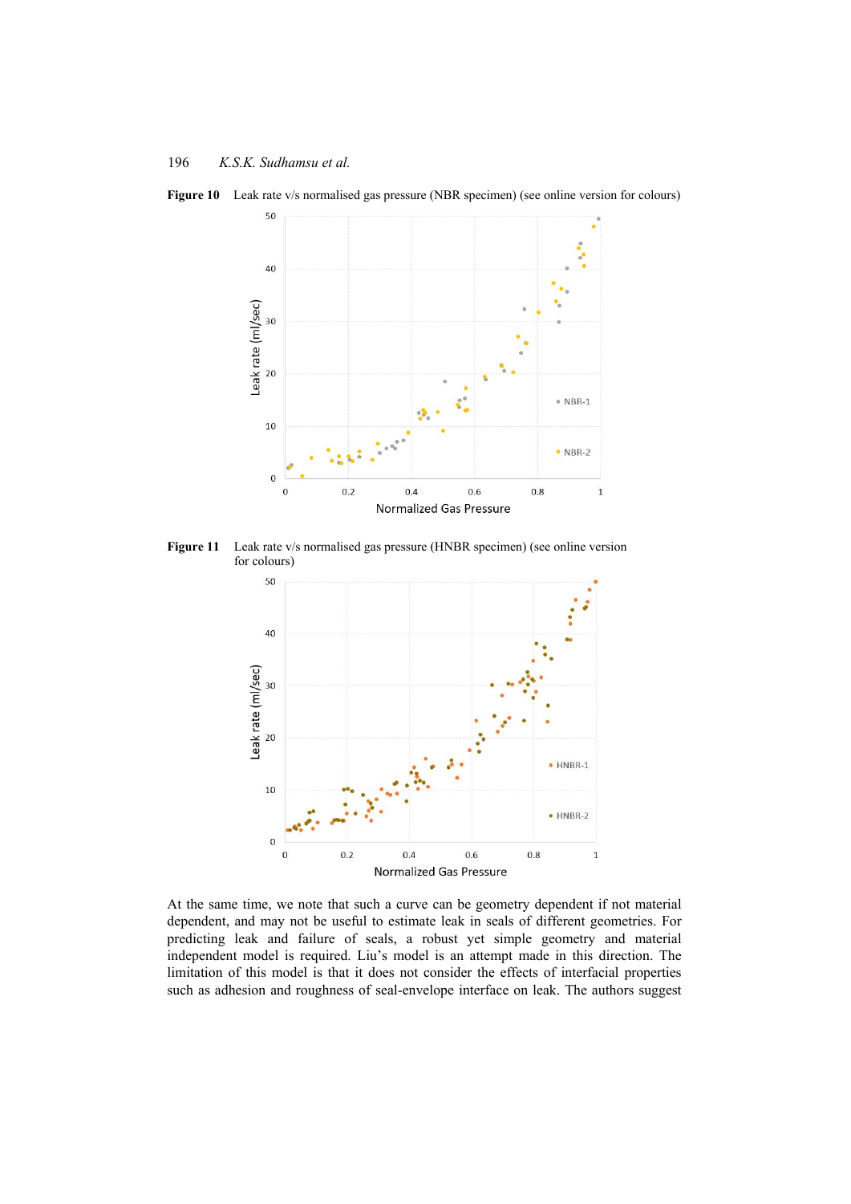**Figure 10** Leak rate v/s normalised gas pressure (NBR specimen) (see online version for colours)

**Figure 11** Leak rate v/s normalised gas pressure (HNBR specimen) (see online version for colours)

At the same time, we note that such a curve can be geometry dependent if not material dependent, and may not be useful to estimate leak in seals of different geometries. For predicting leak and failure of seals, a robust yet simple geometry and material independent model is required. Liu's model is an attempt made in this direction. The limitation of this model is that it does not consider the effects of interfacial properties such as adhesion and roughness of seal-envelope interface on leak. The authors suggest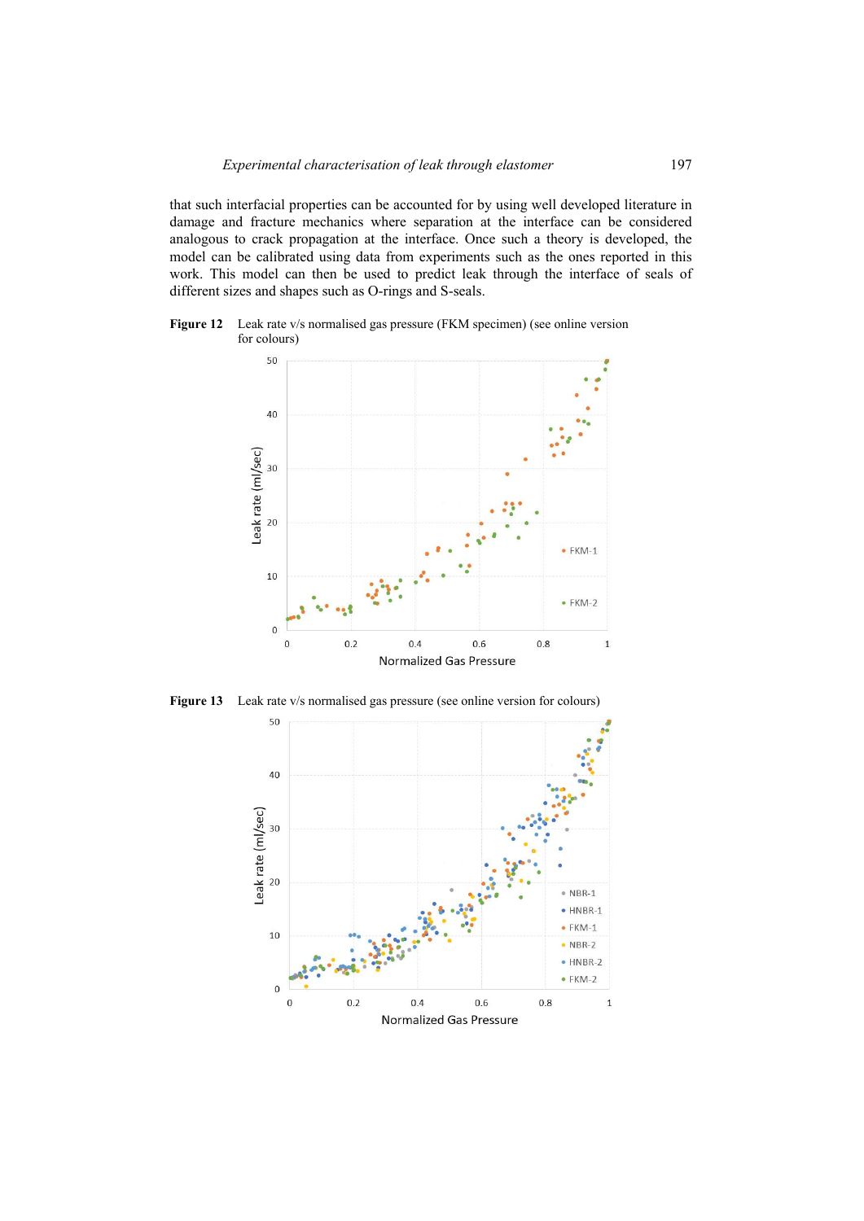that such interfacial properties can be accounted for by using well developed literature in damage and fracture mechanics where separation at the interface can be considered analogous to crack propagation at the interface. Once such a theory is developed, the model can be calibrated using data from experiments such as the ones reported in this work. This model can then be used to predict leak through the interface of seals of different sizes and shapes such as O-rings and S-seals.

**Figure 12** Leak rate v/s normalised gas pressure (FKM specimen) (see online version for colours)

**Figure 13** Leak rate v/s normalised gas pressure (see online version for colours)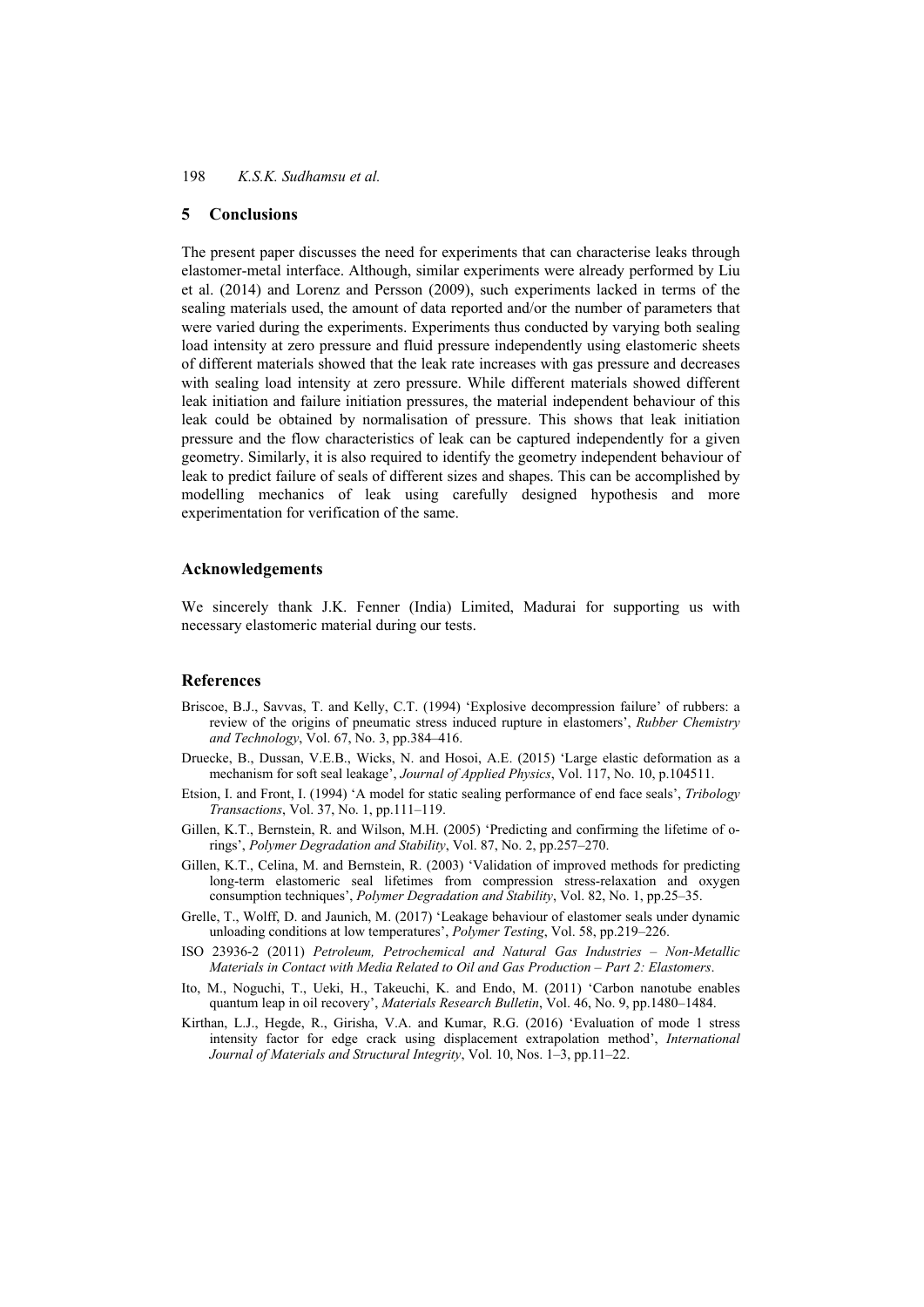## 5 Conclusions

The present paper discusses the need for experiments that can characterise leaks through elastomer-metal interface. Although, similar experiments were already performed by Liu et al. (2014) and Lorenz and Persson (2009), such experiments lacked in terms of the sealing materials used, the amount of data reported and/or the number of parameters that were varied during the experiments. Experiments thus conducted by varying both sealing load intensity at zero pressure and fluid pressure independently using elastomeric sheets of different materials showed that the leak rate increases with gas pressure and decreases with sealing load intensity at zero pressure. While different materials showed different leak initiation and failure initiation pressures, the material independent behaviour of this leak could be obtained by normalisation of pressure. This shows that leak initiation pressure and the flow characteristics of leak can be captured independently for a given geometry. Similarly, it is also required to identify the geometry independent behaviour of leak to predict failure of seals of different sizes and shapes. This can be accomplished by modelling mechanics of leak using carefully designed hypothesis and more experimentation for verification of the same.

## Acknowledgements

We sincerely thank J.K. Fenner (India) Limited, Madurai for supporting us with necessary elastomeric material during our tests.

## References

Briscoe, B.J., Savvas, T. and Kelly, C.T. (1994) 'Explosive decompression failure' of rubbers: a review of the origins of pneumatic stress induced rupture in elastomers', *Rubber Chemistry and Technology*, Vol. 67, No. 3, pp.384–416.

Druecke, B., Dussan, V.E.B., Wicks, N. and Hosoi, A.E. (2015) 'Large elastic deformation as a mechanism for soft seal leakage', *Journal of Applied Physics*, Vol. 117, No. 10, p.104511.

Etsion, I. and Front, I. (1994) 'A model for static sealing performance of end face seals', *Tribology Transactions*, Vol. 37, No. 1, pp.111–119.

Gillen, K.T., Bernstein, R. and Wilson, M.H. (2005) 'Predicting and confirming the lifetime of o-rings', *Polymer Degradation and Stability*, Vol. 87, No. 2, pp.257–270.

Gillen, K.T., Celina, M. and Bernstein, R. (2003) 'Validation of improved methods for predicting long-term elastomeric seal lifetimes from compression stress-relaxation and oxygen consumption techniques', *Polymer Degradation and Stability*, Vol. 82, No. 1, pp.25–35.

Grelle, T., Wolff, D. and Jaunich, M. (2017) 'Leakage behaviour of elastomer seals under dynamic unloading conditions at low temperatures', *Polymer Testing*, Vol. 58, pp.219–226.

ISO 23936-2 (2011) *Petroleum, Petrochemical and Natural Gas Industries – Non-Metallic Materials in Contact with Media Related to Oil and Gas Production – Part 2: Elastomers*.

Ito, M., Noguchi, T., Ueki, H., Takeuchi, K. and Endo, M. (2011) 'Carbon nanotube enables quantum leap in oil recovery', *Materials Research Bulletin*, Vol. 46, No. 9, pp.1480–1484.

Kirthan, L.J., Hegde, R., Girisha, V.A. and Kumar, R.G. (2016) 'Evaluation of mode 1 stress intensity factor for edge crack using displacement extrapolation method', *International Journal of Materials and Structural Integrity*, Vol. 10, Nos. 1–3, pp.11–22.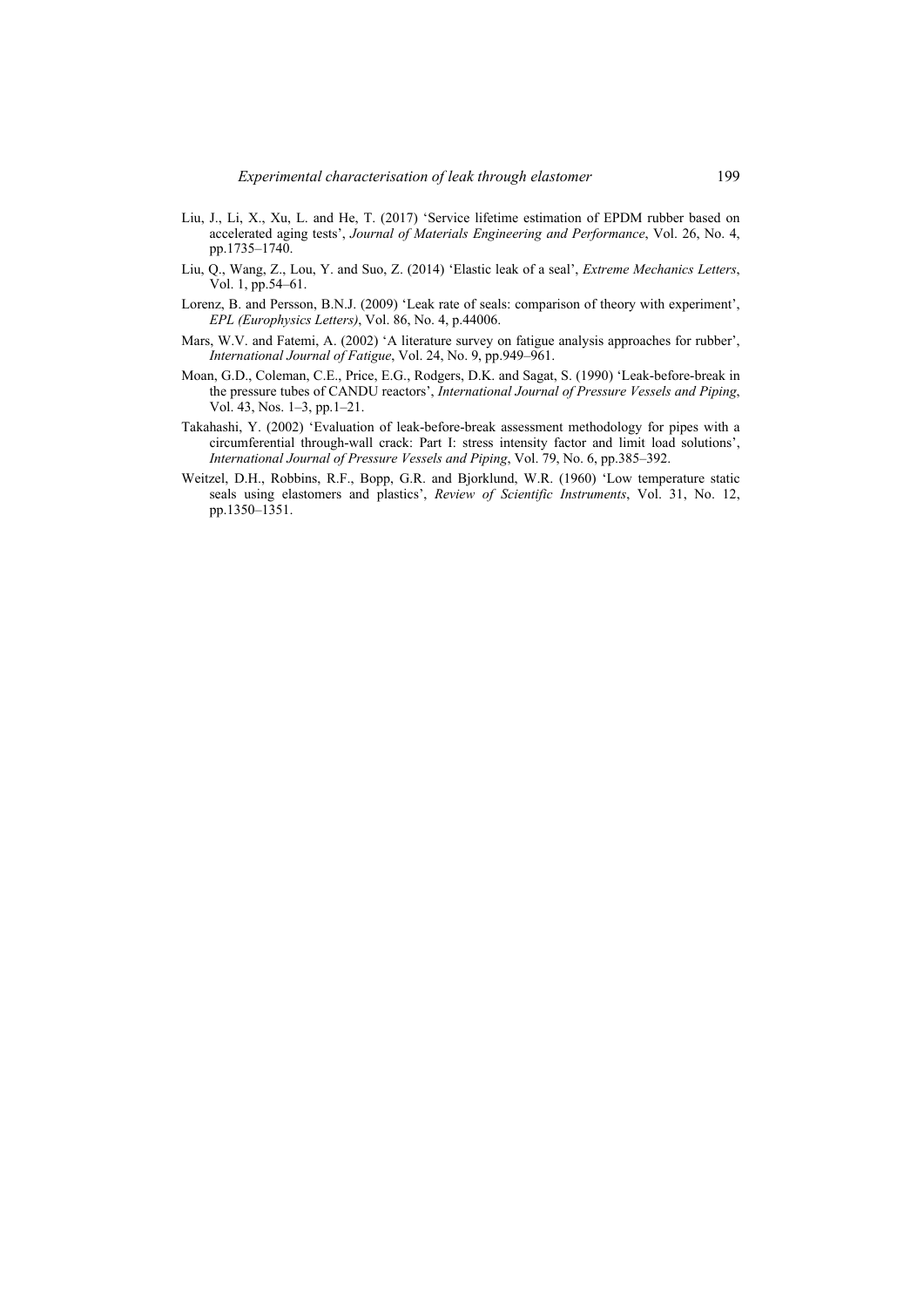Liu, J., Li, X., Xu, L. and He, T. (2017) 'Service lifetime estimation of EPDM rubber based on accelerated aging tests', *Journal of Materials Engineering and Performance*, Vol. 26, No. 4, pp.1735–1740.

Liu, Q., Wang, Z., Lou, Y. and Suo, Z. (2014) 'Elastic leak of a seal', *Extreme Mechanics Letters*, Vol. 1, pp.54–61.

Lorenz, B. and Persson, B.N.J. (2009) 'Leak rate of seals: comparison of theory with experiment', *EPL (Europhysics Letters)*, Vol. 86, No. 4, p.44006.

Mars, W.V. and Fatemi, A. (2002) 'A literature survey on fatigue analysis approaches for rubber', *International Journal of Fatigue*, Vol. 24, No. 9, pp.949–961.

Moan, G.D., Coleman, C.E., Price, E.G., Rodgers, D.K. and Sagat, S. (1990) 'Leak-before-break in the pressure tubes of CANDU reactors', *International Journal of Pressure Vessels and Piping*, Vol. 43, Nos. 1–3, pp.1–21.

Takahashi, Y. (2002) 'Evaluation of leak-before-break assessment methodology for pipes with a circumferential through-wall crack: Part I: stress intensity factor and limit load solutions', *International Journal of Pressure Vessels and Piping*, Vol. 79, No. 6, pp.385–392.

Weitzel, D.H., Robbins, R.F., Bopp, G.R. and Bjorklund, W.R. (1960) 'Low temperature static seals using elastomers and plastics', *Review of Scientific Instruments*, Vol. 31, No. 12, pp.1350–1351.